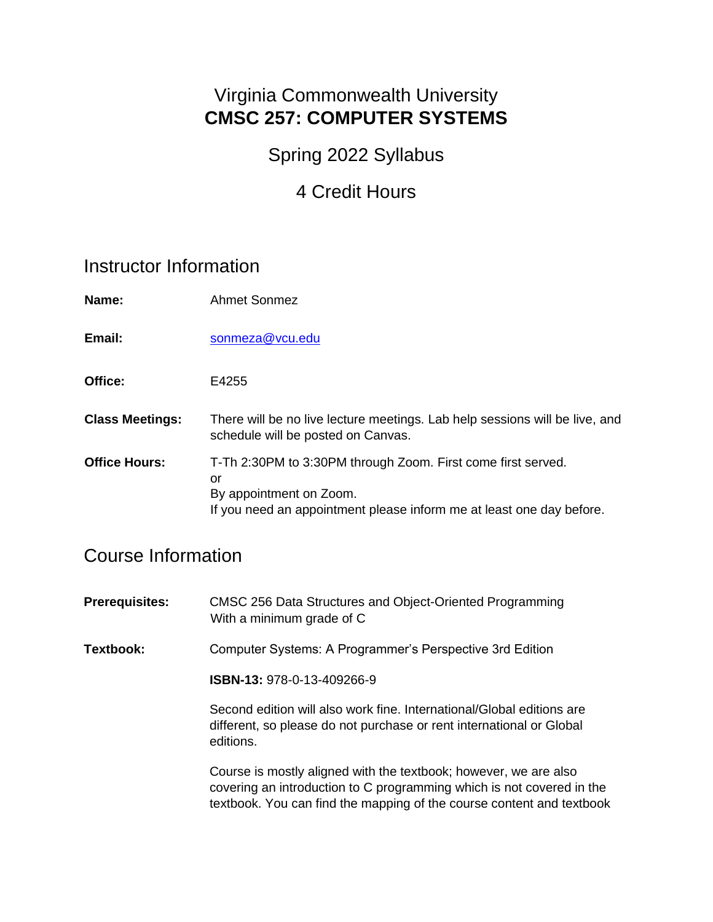# Virginia Commonwealth University
# **CMSC 257: COMPUTER SYSTEMS**

## Spring 2022 Syllabus

## 4 Credit Hours

## Instructor Information

| | |
|---|---|
| **Name:** | Ahmet Sonmez |
| **Email:** | sonmeza@vcu.edu |
| **Office:** | E4255 |
| **Class Meetings:** | There will be no live lecture meetings. Lab help sessions will be live, and schedule will be posted on Canvas. |
| **Office Hours:** | T-Th 2:30PM to 3:30PM through Zoom. First come first served.<br>or<br>By appointment on Zoom.<br>If you need an appointment please inform me at least one day before. |

## Course Information

**Prerequisites:** CMSC 256 Data Structures and Object-Oriented Programming With a minimum grade of C

**Textbook:** Computer Systems: A Programmer's Perspective 3rd Edition

**ISBN-13:** 978-0-13-409266-9

Second edition will also work fine. International/Global editions are different, so please do not purchase or rent international or Global editions.

Course is mostly aligned with the textbook; however, we are also covering an introduction to C programming which is not covered in the textbook. You can find the mapping of the course content and textbook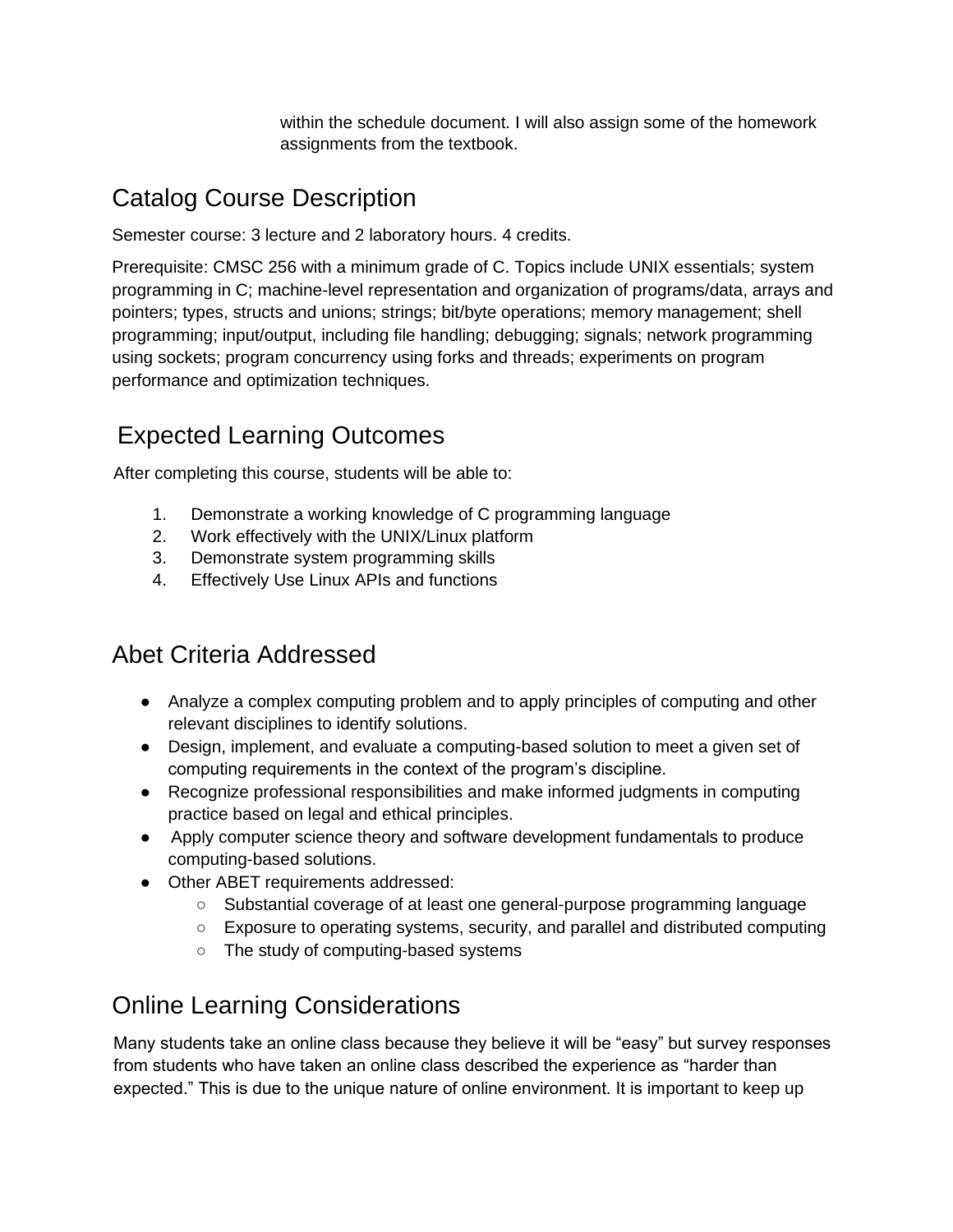within the schedule document. I will also assign some of the homework assignments from the textbook.

## Catalog Course Description

Semester course: 3 lecture and 2 laboratory hours. 4 credits.

Prerequisite: CMSC 256 with a minimum grade of C. Topics include UNIX essentials; system programming in C; machine-level representation and organization of programs/data, arrays and pointers; types, structs and unions; strings; bit/byte operations; memory management; shell programming; input/output, including file handling; debugging; signals; network programming using sockets; program concurrency using forks and threads; experiments on program performance and optimization techniques.

## Expected Learning Outcomes

After completing this course, students will be able to:

1. Demonstrate a working knowledge of C programming language
2. Work effectively with the UNIX/Linux platform
3. Demonstrate system programming skills
4. Effectively Use Linux APIs and functions

## Abet Criteria Addressed

- Analyze a complex computing problem and to apply principles of computing and other relevant disciplines to identify solutions.
- Design, implement, and evaluate a computing-based solution to meet a given set of computing requirements in the context of the program's discipline.
- Recognize professional responsibilities and make informed judgments in computing practice based on legal and ethical principles.
- Apply computer science theory and software development fundamentals to produce computing-based solutions.
- Other ABET requirements addressed:
    - Substantial coverage of at least one general-purpose programming language
    - Exposure to operating systems, security, and parallel and distributed computing
    - The study of computing-based systems

## Online Learning Considerations

Many students take an online class because they believe it will be "easy" but survey responses from students who have taken an online class described the experience as "harder than expected." This is due to the unique nature of online environment. It is important to keep up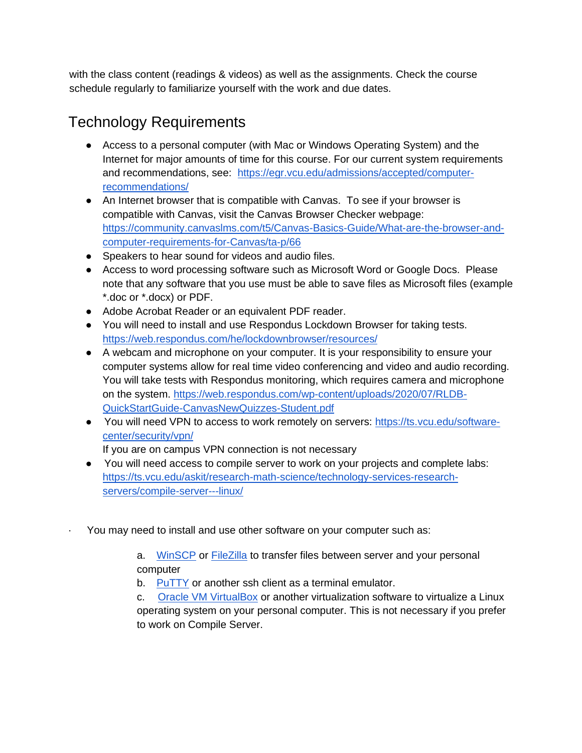with the class content (readings & videos) as well as the assignments. Check the course schedule regularly to familiarize yourself with the work and due dates.

## Technology Requirements

- Access to a personal computer (with Mac or Windows Operating System) and the Internet for major amounts of time for this course. For our current system requirements and recommendations, see: [https://egr.vcu.edu/admissions/accepted/computer-recommendations/](https://egr.vcu.edu/admissions/accepted/computer-recommendations/)
- An Internet browser that is compatible with Canvas. To see if your browser is compatible with Canvas, visit the Canvas Browser Checker webpage: [https://community.canvaslms.com/t5/Canvas-Basics-Guide/What-are-the-browser-and-computer-requirements-for-Canvas/ta-p/66](https://community.canvaslms.com/t5/Canvas-Basics-Guide/What-are-the-browser-and-computer-requirements-for-Canvas/ta-p/66)
- Speakers to hear sound for videos and audio files.
- Access to word processing software such as Microsoft Word or Google Docs. Please note that any software that you use must be able to save files as Microsoft files (example *.doc or *.docx) or PDF.
- Adobe Acrobat Reader or an equivalent PDF reader.
- You will need to install and use Respondus Lockdown Browser for taking tests. [https://web.respondus.com/he/lockdownbrowser/resources/](https://web.respondus.com/he/lockdownbrowser/resources/)
- A webcam and microphone on your computer. It is your responsibility to ensure your computer systems allow for real time video conferencing and video and audio recording. You will take tests with Respondus monitoring, which requires camera and microphone on the system. [https://web.respondus.com/wp-content/uploads/2020/07/RLDB-QuickStartGuide-CanvasNewQuizzes-Student.pdf](https://web.respondus.com/wp-content/uploads/2020/07/RLDB-QuickStartGuide-CanvasNewQuizzes-Student.pdf)
- You will need VPN to access to work remotely on servers: [https://ts.vcu.edu/software-center/security/vpn/](https://ts.vcu.edu/software-center/security/vpn/)
  If you are on campus VPN connection is not necessary
- You will need access to compile server to work on your projects and complete labs: [https://ts.vcu.edu/askit/research-math-science/technology-services-research-servers/compile-server---linux/](https://ts.vcu.edu/askit/research-math-science/technology-services-research-servers/compile-server---linux/)

· You may need to install and use other software on your computer such as:

  a. WinSCP or FileZilla to transfer files between server and your personal computer
  b. PuTTY or another ssh client as a terminal emulator.
  c. Oracle VM VirtualBox or another virtualization software to virtualize a Linux operating system on your personal computer. This is not necessary if you prefer to work on Compile Server.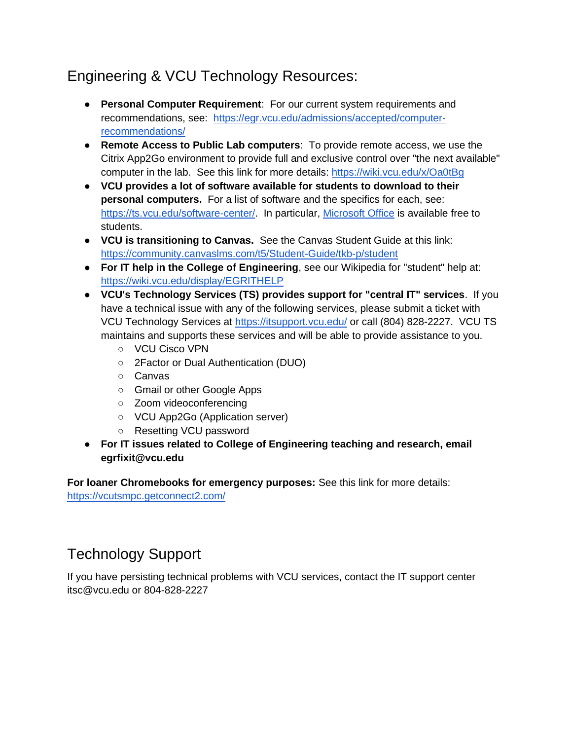# Engineering & VCU Technology Resources:

- **Personal Computer Requirement**: For our current system requirements and recommendations, see: [https://egr.vcu.edu/admissions/accepted/computer-recommendations/](https://egr.vcu.edu/admissions/accepted/computer-recommendations/)
- **Remote Access to Public Lab computers**: To provide remote access, we use the Citrix App2Go environment to provide full and exclusive control over "the next available" computer in the lab. See this link for more details: [https://wiki.vcu.edu/x/Oa0tBg](https://wiki.vcu.edu/x/Oa0tBg)
- **VCU provides a lot of software available for students to download to their personal computers.** For a list of software and the specifics for each, see: [https://ts.vcu.edu/software-center/](https://ts.vcu.edu/software-center/). In particular, Microsoft Office is available free to students.
- **VCU is transitioning to Canvas.** See the Canvas Student Guide at this link: [https://community.canvaslms.com/t5/Student-Guide/tkb-p/student](https://community.canvaslms.com/t5/Student-Guide/tkb-p/student)
- **For IT help in the College of Engineering**, see our Wikipedia for "student" help at: [https://wiki.vcu.edu/display/EGRITHELP](https://wiki.vcu.edu/display/EGRITHELP)
- **VCU's Technology Services (TS) provides support for "central IT" services**. If you have a technical issue with any of the following services, please submit a ticket with VCU Technology Services at [https://itsupport.vcu.edu/](https://itsupport.vcu.edu/) or call (804) 828-2227. VCU TS maintains and supports these services and will be able to provide assistance to you.
  - VCU Cisco VPN
  - 2Factor or Dual Authentication (DUO)
  - Canvas
  - Gmail or other Google Apps
  - Zoom videoconferencing
  - VCU App2Go (Application server)
  - Resetting VCU password
- **For IT issues related to College of Engineering teaching and research, email egrfixit@vcu.edu**

**For loaner Chromebooks for emergency purposes:** See this link for more details: [https://vcutsmpc.getconnect2.com/](https://vcutsmpc.getconnect2.com/)

# Technology Support

If you have persisting technical problems with VCU services, contact the IT support center itsc@vcu.edu or 804-828-2227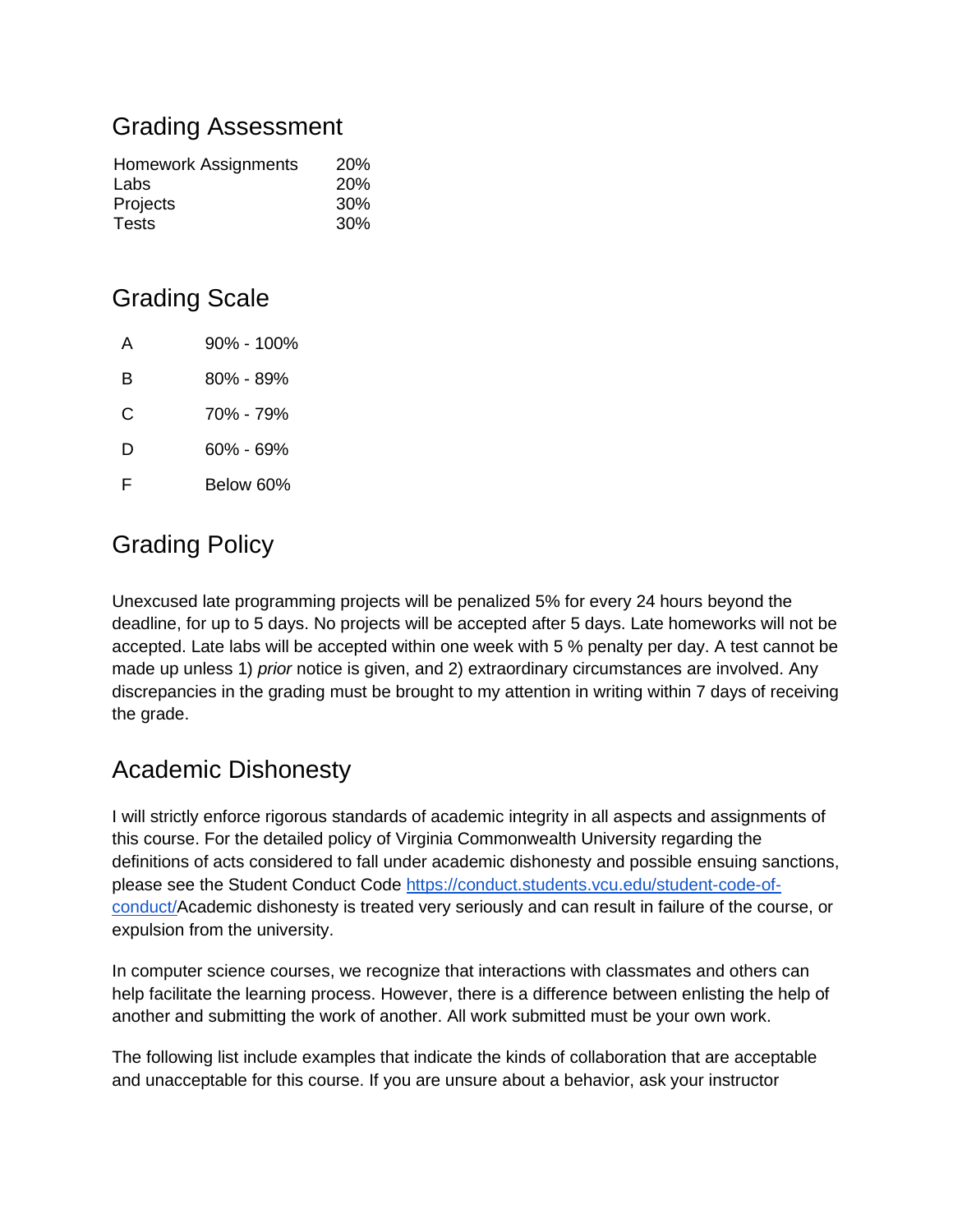## Grading Assessment

| | |
|---|---|
| Homework Assignments | 20% |
| Labs | 20% |
| Projects | 30% |
| Tests | 30% |

## Grading Scale

| | |
|---|---|
| A | 90% - 100% |
| B | 80% - 89% |
| C | 70% - 79% |
| D | 60% - 69% |
| F | Below 60% |

## Grading Policy

Unexcused late programming projects will be penalized 5% for every 24 hours beyond the deadline, for up to 5 days. No projects will be accepted after 5 days. Late homeworks will not be accepted. Late labs will be accepted within one week with 5 % penalty per day. A test cannot be made up unless 1) *prior* notice is given, and 2) extraordinary circumstances are involved. Any discrepancies in the grading must be brought to my attention in writing within 7 days of receiving the grade.

## Academic Dishonesty

I will strictly enforce rigorous standards of academic integrity in all aspects and assignments of this course. For the detailed policy of Virginia Commonwealth University regarding the definitions of acts considered to fall under academic dishonesty and possible ensuing sanctions, please see the Student Conduct Code [https://conduct.students.vcu.edu/student-code-of-conduct/](https://conduct.students.vcu.edu/student-code-of-conduct/)Academic dishonesty is treated very seriously and can result in failure of the course, or expulsion from the university.

In computer science courses, we recognize that interactions with classmates and others can help facilitate the learning process. However, there is a difference between enlisting the help of another and submitting the work of another. All work submitted must be your own work.

The following list include examples that indicate the kinds of collaboration that are acceptable and unacceptable for this course. If you are unsure about a behavior, ask your instructor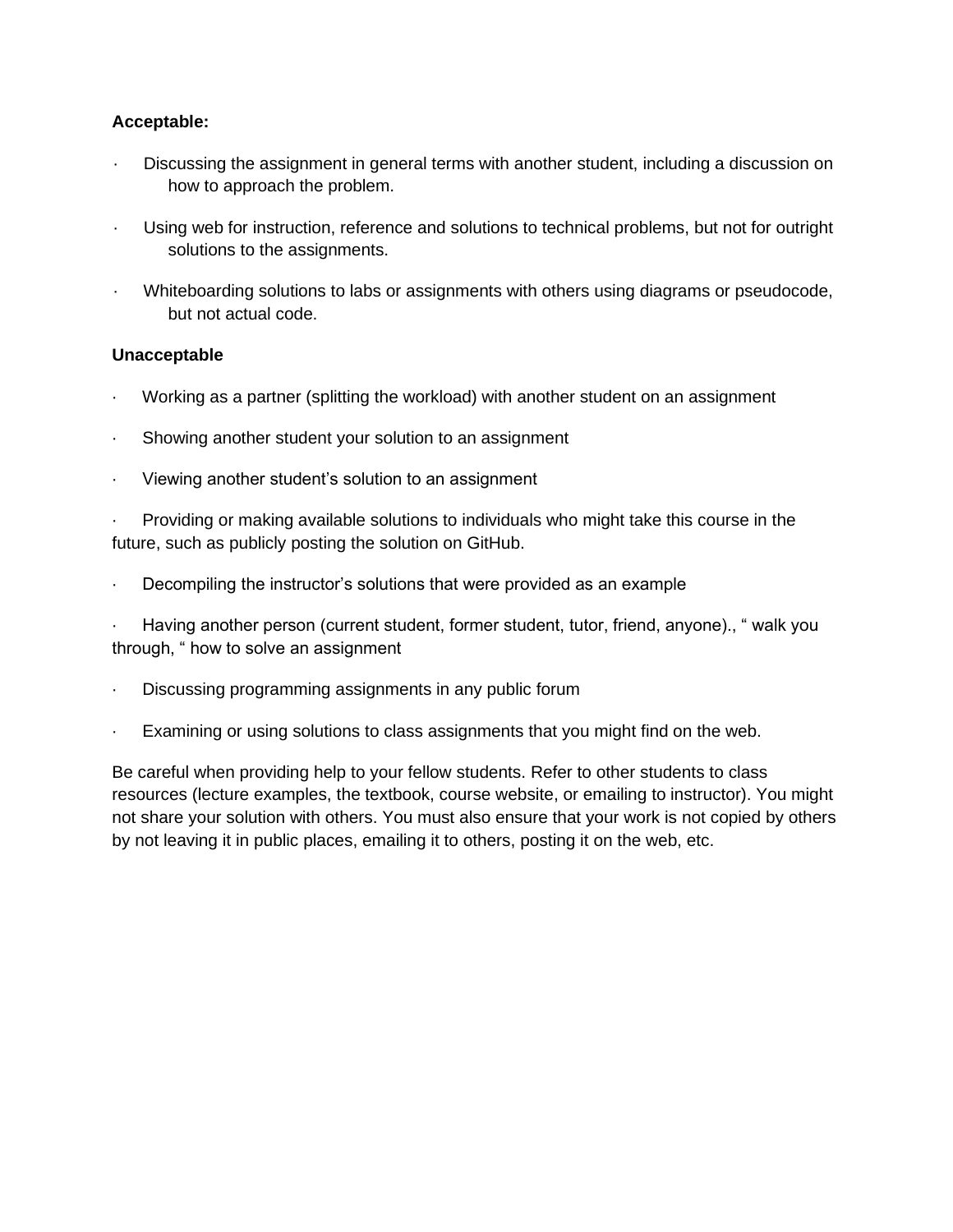**Acceptable:**

- Discussing the assignment in general terms with another student, including a discussion on how to approach the problem.
- Using web for instruction, reference and solutions to technical problems, but not for outright solutions to the assignments.
- Whiteboarding solutions to labs or assignments with others using diagrams or pseudocode, but not actual code.

**Unacceptable**

- Working as a partner (splitting the workload) with another student on an assignment
- Showing another student your solution to an assignment
- Viewing another student's solution to an assignment
- Providing or making available solutions to individuals who might take this course in the future, such as publicly posting the solution on GitHub.
- Decompiling the instructor's solutions that were provided as an example
- Having another person (current student, former student, tutor, friend, anyone)., " walk you through, " how to solve an assignment
- Discussing programming assignments in any public forum
- Examining or using solutions to class assignments that you might find on the web.

Be careful when providing help to your fellow students. Refer to other students to class resources (lecture examples, the textbook, course website, or emailing to instructor). You might not share your solution with others. You must also ensure that your work is not copied by others by not leaving it in public places, emailing it to others, posting it on the web, etc.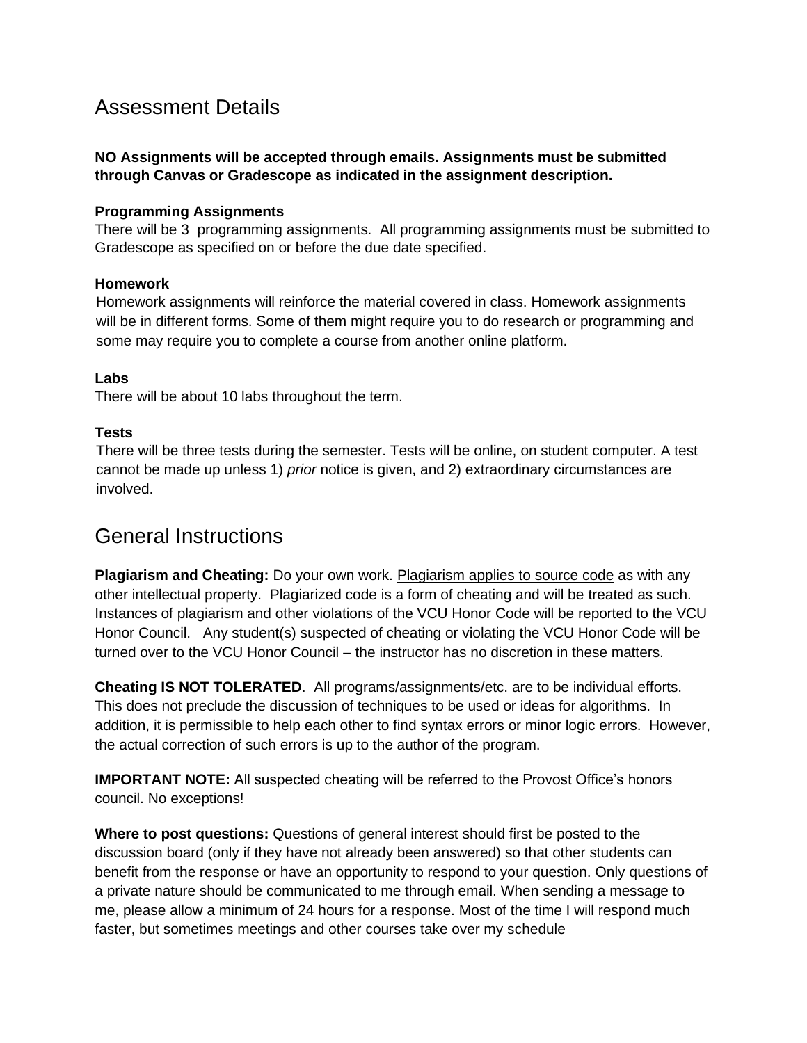## Assessment Details

**NO Assignments will be accepted through emails. Assignments must be submitted through Canvas or Gradescope as indicated in the assignment description.**

### Programming Assignments

There will be 3 programming assignments. All programming assignments must be submitted to Gradescope as specified on or before the due date specified.

### Homework

Homework assignments will reinforce the material covered in class. Homework assignments will be in different forms. Some of them might require you to do research or programming and some may require you to complete a course from another online platform.

### Labs

There will be about 10 labs throughout the term.

### Tests

There will be three tests during the semester. Tests will be online, on student computer. A test cannot be made up unless 1) *prior* notice is given, and 2) extraordinary circumstances are involved.

## General Instructions

**Plagiarism and Cheating:** Do your own work. Plagiarism applies to source code as with any other intellectual property. Plagiarized code is a form of cheating and will be treated as such. Instances of plagiarism and other violations of the VCU Honor Code will be reported to the VCU Honor Council. Any student(s) suspected of cheating or violating the VCU Honor Code will be turned over to the VCU Honor Council – the instructor has no discretion in these matters.

**Cheating IS NOT TOLERATED**. All programs/assignments/etc. are to be individual efforts. This does not preclude the discussion of techniques to be used or ideas for algorithms. In addition, it is permissible to help each other to find syntax errors or minor logic errors. However, the actual correction of such errors is up to the author of the program.

**IMPORTANT NOTE:** All suspected cheating will be referred to the Provost Office's honors council. No exceptions!

**Where to post questions:** Questions of general interest should first be posted to the discussion board (only if they have not already been answered) so that other students can benefit from the response or have an opportunity to respond to your question. Only questions of a private nature should be communicated to me through email. When sending a message to me, please allow a minimum of 24 hours for a response. Most of the time I will respond much faster, but sometimes meetings and other courses take over my schedule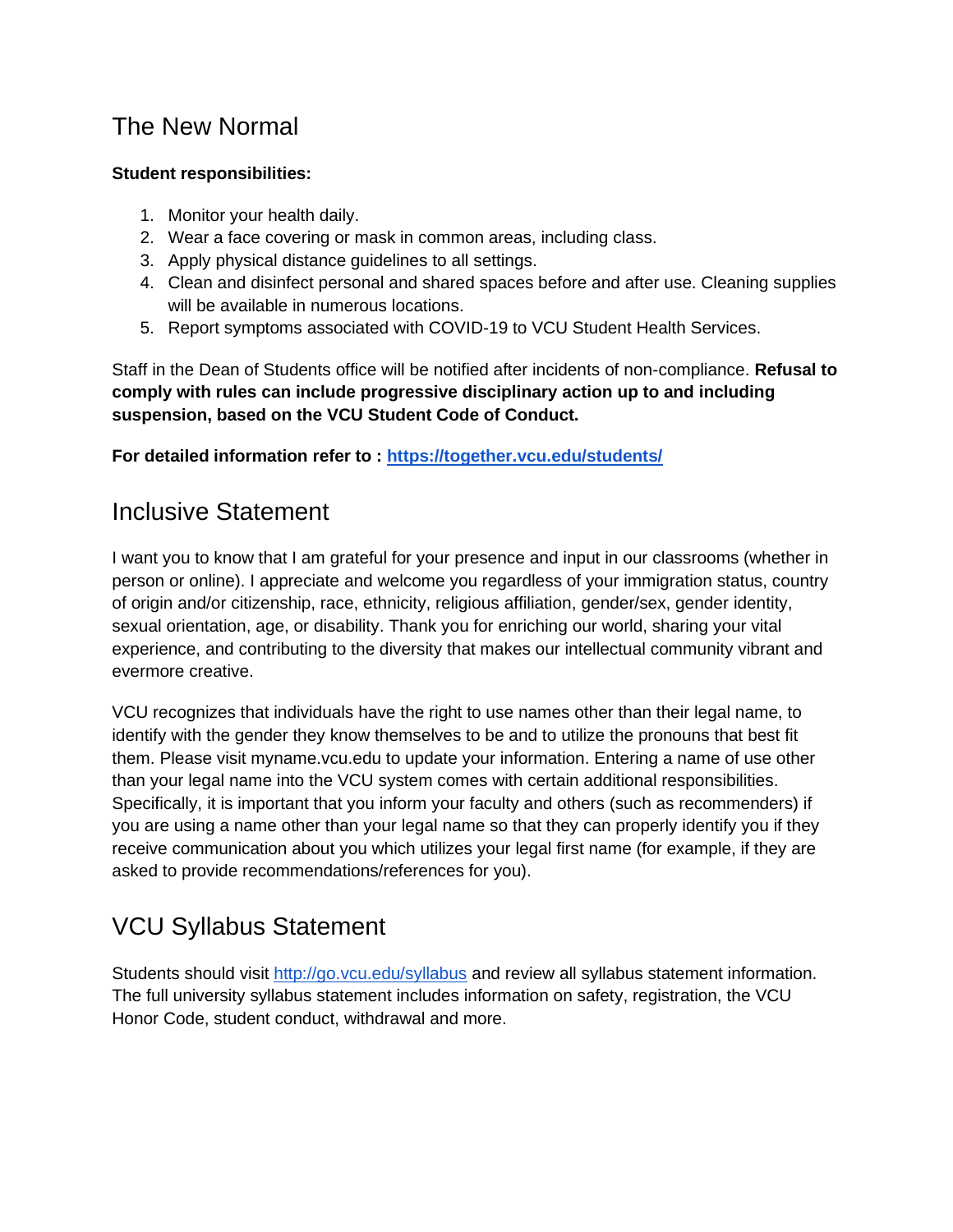## The New Normal

**Student responsibilities:**

1. Monitor your health daily.
2. Wear a face covering or mask in common areas, including class.
3. Apply physical distance guidelines to all settings.
4. Clean and disinfect personal and shared spaces before and after use. Cleaning supplies will be available in numerous locations.
5. Report symptoms associated with COVID-19 to VCU Student Health Services.

Staff in the Dean of Students office will be notified after incidents of non-compliance. **Refusal to comply with rules can include progressive disciplinary action up to and including suspension, based on the VCU Student Code of Conduct.**

**For detailed information refer to : [https://together.vcu.edu/students/](https://together.vcu.edu/students/)**

## Inclusive Statement

I want you to know that I am grateful for your presence and input in our classrooms (whether in person or online). I appreciate and welcome you regardless of your immigration status, country of origin and/or citizenship, race, ethnicity, religious affiliation, gender/sex, gender identity, sexual orientation, age, or disability. Thank you for enriching our world, sharing your vital experience, and contributing to the diversity that makes our intellectual community vibrant and evermore creative.

VCU recognizes that individuals have the right to use names other than their legal name, to identify with the gender they know themselves to be and to utilize the pronouns that best fit them. Please visit myname.vcu.edu to update your information. Entering a name of use other than your legal name into the VCU system comes with certain additional responsibilities. Specifically, it is important that you inform your faculty and others (such as recommenders) if you are using a name other than your legal name so that they can properly identify you if they receive communication about you which utilizes your legal first name (for example, if they are asked to provide recommendations/references for you).

## VCU Syllabus Statement

Students should visit [http://go.vcu.edu/syllabus](http://go.vcu.edu/syllabus) and review all syllabus statement information. The full university syllabus statement includes information on safety, registration, the VCU Honor Code, student conduct, withdrawal and more.